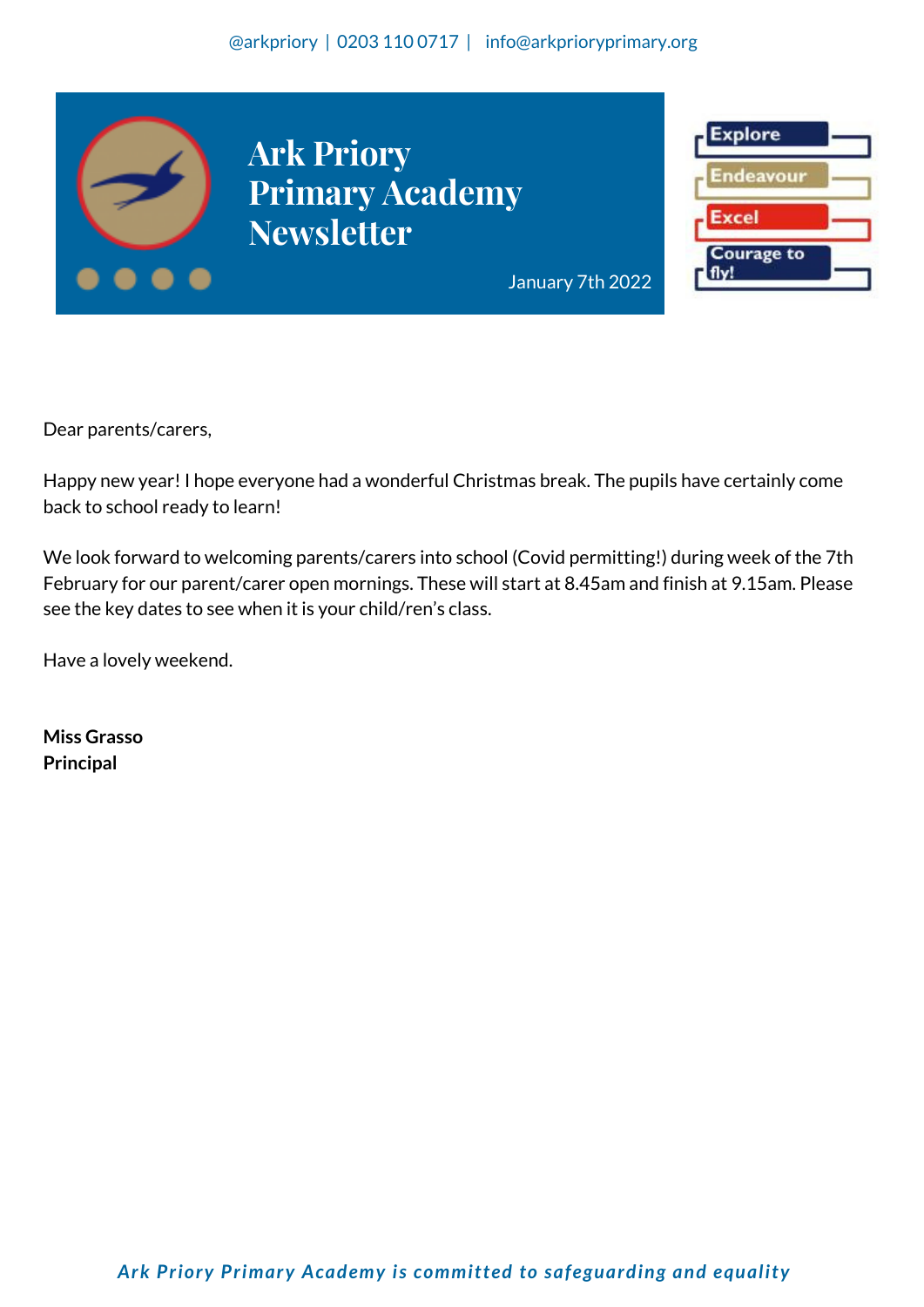@arkpriory | 0203 110 0717 | info@arkprioryprimary.org

# Ark Priory Primary Academy Newsletter

January 7th 2022

Explore
Endeavour
Excel
Courage to fly!

Dear parents/carers,

Happy new year! I hope everyone had a wonderful Christmas break. The pupils have certainly come back to school ready to learn!

We look forward to welcoming parents/carers into school (Covid permitting!) during week of the 7th February for our parent/carer open mornings. These will start at 8.45am and finish at 9.15am. Please see the key dates to see when it is your child/ren's class.

Have a lovely weekend.

**Miss Grasso**
**Principal**

***Ark Priory Primary Academy is committed to safeguarding and equality***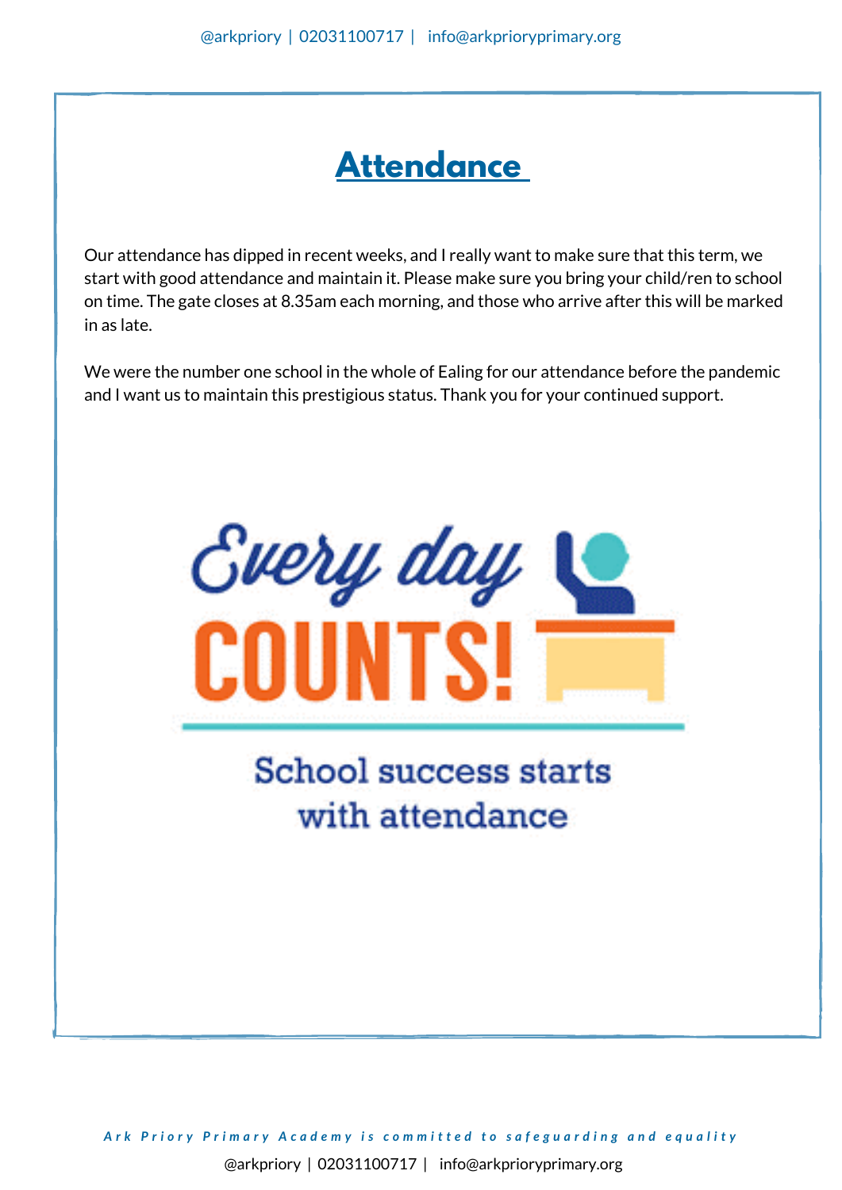# Attendance

Our attendance has dipped in recent weeks, and I really want to make sure that this term, we start with good attendance and maintain it. Please make sure you bring your child/ren to school on time. The gate closes at 8.35am each morning, and those who arrive after this will be marked in as late.

We were the number one school in the whole of Ealing for our attendance before the pandemic and I want us to maintain this prestigious status. Thank you for your continued support.

Every day COUNTS!

School success starts with attendance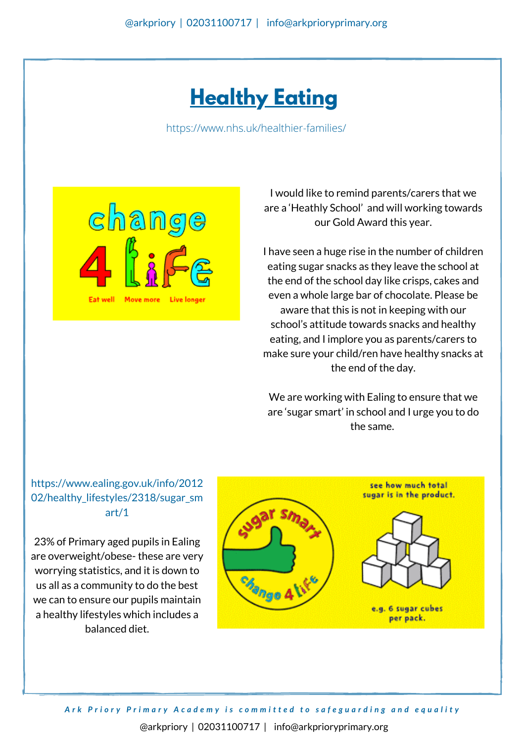# Healthy Eating

https://www.nhs.uk/healthier-families/

I would like to remind parents/carers that we are a 'Heathly School' and will working towards our Gold Award this year.

I have seen a huge rise in the number of children eating sugar snacks as they leave the school at the end of the school day like crisps, cakes and even a whole large bar of chocolate. Please be aware that this is not in keeping with our school's attitude towards snacks and healthy eating, and I implore you as parents/carers to make sure your child/ren have healthy snacks at the end of the day.

We are working with Ealing to ensure that we are 'sugar smart' in school and I urge you to do the same.

https://www.ealing.gov.uk/info/201202/healthy_lifestyles/2318/sugar_smart/1

23% of Primary aged pupils in Ealing are overweight/obese- these are very worrying statistics, and it is down to us all as a community to do the best we can to ensure our pupils maintain a healthy lifestyles which includes a balanced diet.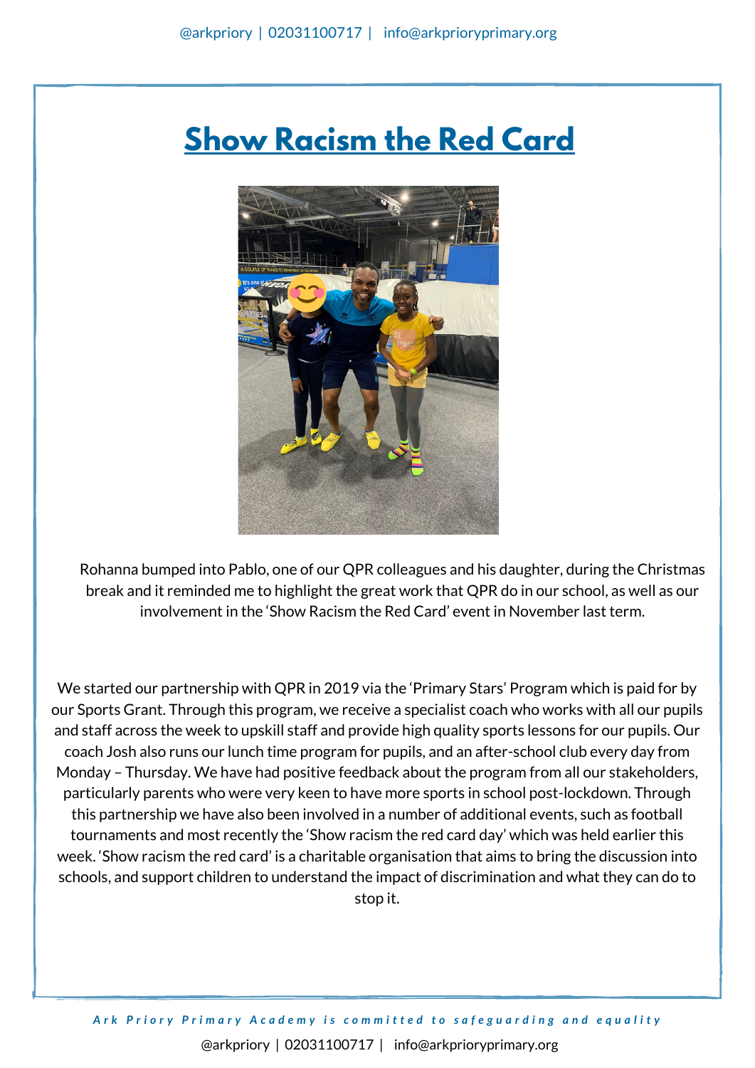# Show Racism the Red Card

Rohanna bumped into Pablo, one of our QPR colleagues and his daughter, during the Christmas break and it reminded me to highlight the great work that QPR do in our school, as well as our involvement in the 'Show Racism the Red Card' event in November last term.

We started our partnership with QPR in 2019 via the 'Primary Stars' Program which is paid for by our Sports Grant. Through this program, we receive a specialist coach who works with all our pupils and staff across the week to upskill staff and provide high quality sports lessons for our pupils. Our coach Josh also runs our lunch time program for pupils, and an after-school club every day from Monday – Thursday. We have had positive feedback about the program from all our stakeholders, particularly parents who were very keen to have more sports in school post-lockdown. Through this partnership we have also been involved in a number of additional events, such as football tournaments and most recently the 'Show racism the red card day' which was held earlier this week. 'Show racism the red card' is a charitable organisation that aims to bring the discussion into schools, and support children to understand the impact of discrimination and what they can do to stop it.

*Ark Priory Primary Academy is committed to safeguarding and equality*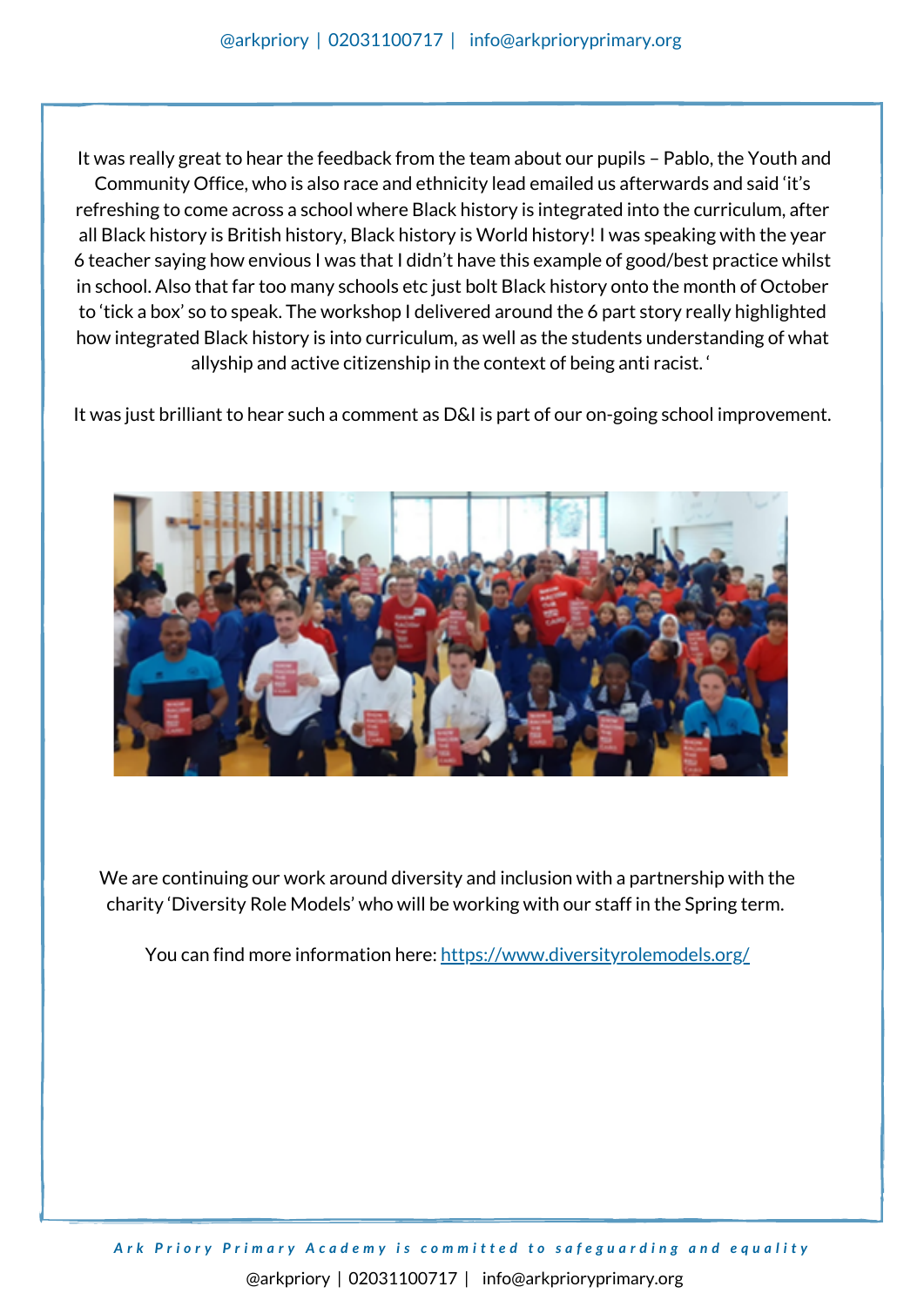It was really great to hear the feedback from the team about our pupils – Pablo, the Youth and Community Office, who is also race and ethnicity lead emailed us afterwards and said 'it's refreshing to come across a school where Black history is integrated into the curriculum, after all Black history is British history, Black history is World history! I was speaking with the year 6 teacher saying how envious I was that I didn't have this example of good/best practice whilst in school. Also that far too many schools etc just bolt Black history onto the month of October to 'tick a box' so to speak. The workshop I delivered around the 6 part story really highlighted how integrated Black history is into curriculum, as well as the students understanding of what allyship and active citizenship in the context of being anti racist. '

It was just brilliant to hear such a comment as D&I is part of our on-going school improvement.

We are continuing our work around diversity and inclusion with a partnership with the charity 'Diversity Role Models' who will be working with our staff in the Spring term.

You can find more information here: [https://www.diversityrolemodels.org/](https://www.diversityrolemodels.org/)

*Ark Priory Primary Academy is committed to safeguarding and equality*